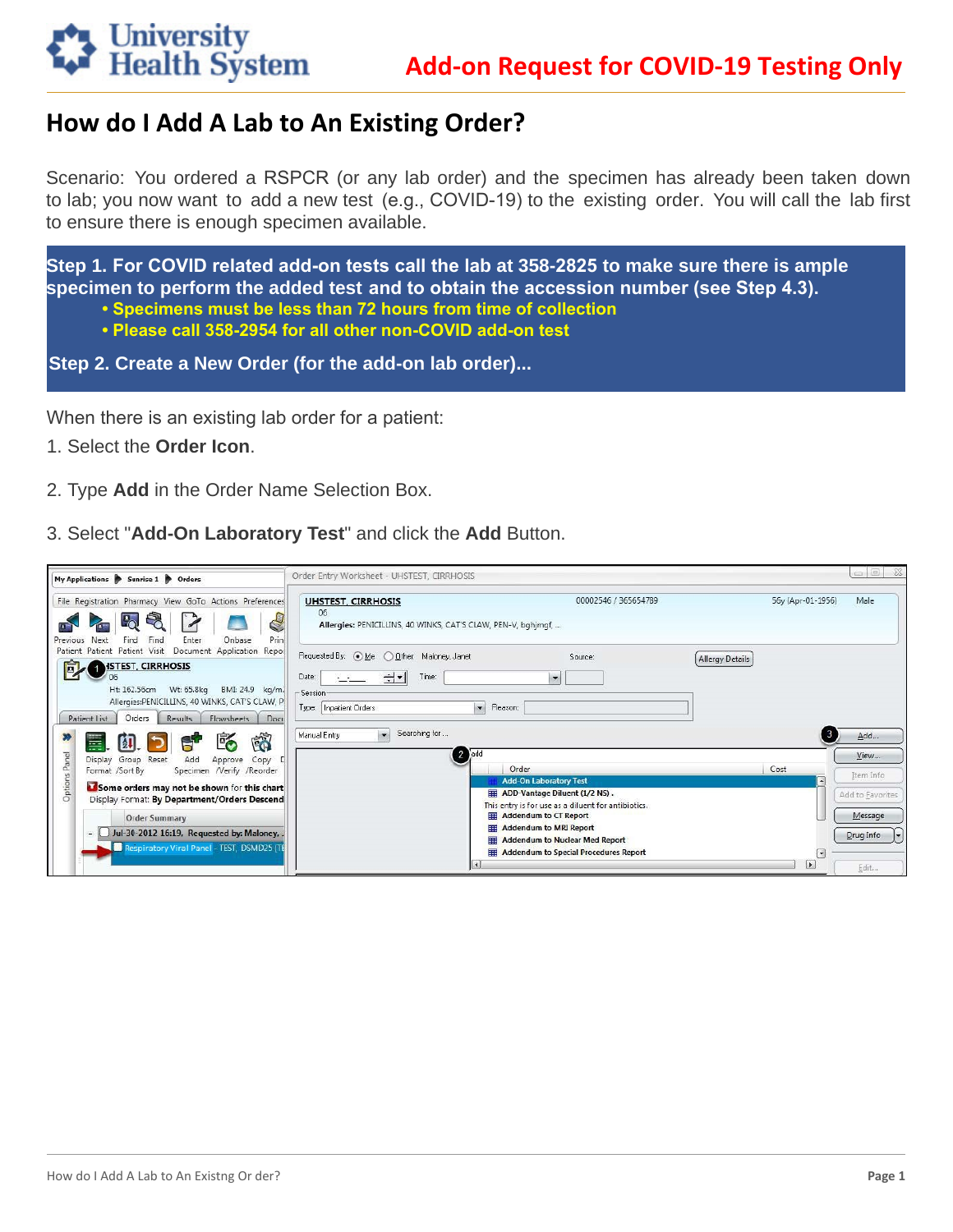# Add-on Request for COVID-19 Testing Only

## How do I Add A Lab to An Existing Order?

Scenario: You ordered a RSPCR (or any lab order) and the specimen has already been taken down to lab; you now want to add a new test (e.g., COVID-19) to the existing order. You will call the lab first to ensure there is enough specimen available.

**Step 1. For COVID related add-on tests call the lab at 358-2825 to make sure there is ample specimen to perform the added test and to obtain the accession number (see Step 4.3).**

- **Specimens must be less than 72 hours from time of collection**
- **Please call 358-2954 for all other non-COVID add-on test**

**Step 2. Create a New Order (for the add-on lab order)...**

When there is an existing lab order for a patient:

1. Select the **Order Icon**.
2. Type **Add** in the Order Name Selection Box.
3. Select "**Add-On Laboratory Test**" and click the **Add** Button.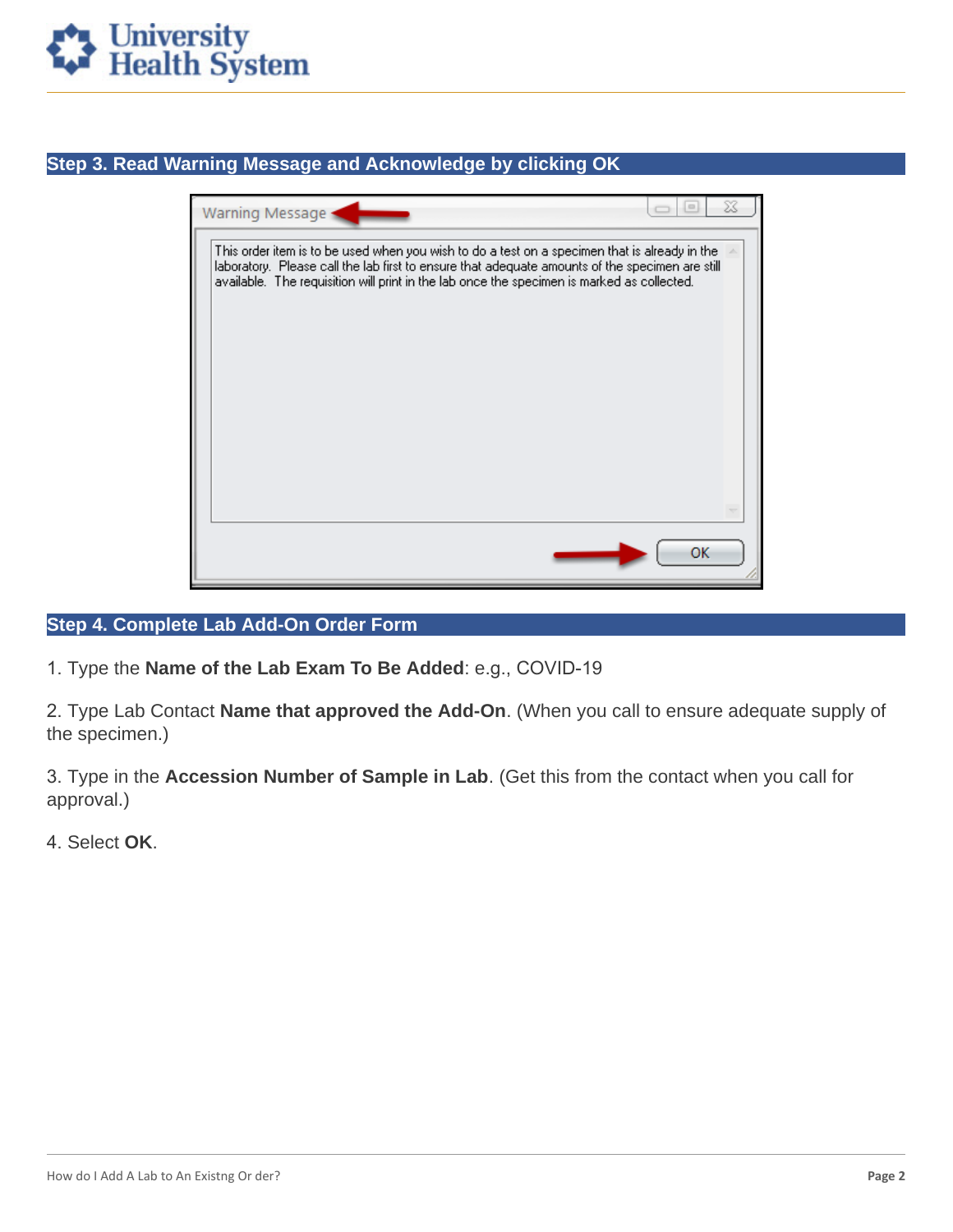## Step 3. Read Warning Message and Acknowledge by clicking OK

Warning Message

This order item is to be used when you wish to do a test on a specimen that is already in the laboratory. Please call the lab first to ensure that adequate amounts of the specimen are still available. The requisition will print in the lab once the specimen is marked as collected.

OK

## Step 4. Complete Lab Add-On Order Form

1. Type the **Name of the Lab Exam To Be Added**: e.g., COVID-19

2. Type Lab Contact **Name that approved the Add-On**. (When you call to ensure adequate supply of the specimen.)

3. Type in the **Accession Number of Sample in Lab**. (Get this from the contact when you call for approval.)

4. Select **OK**.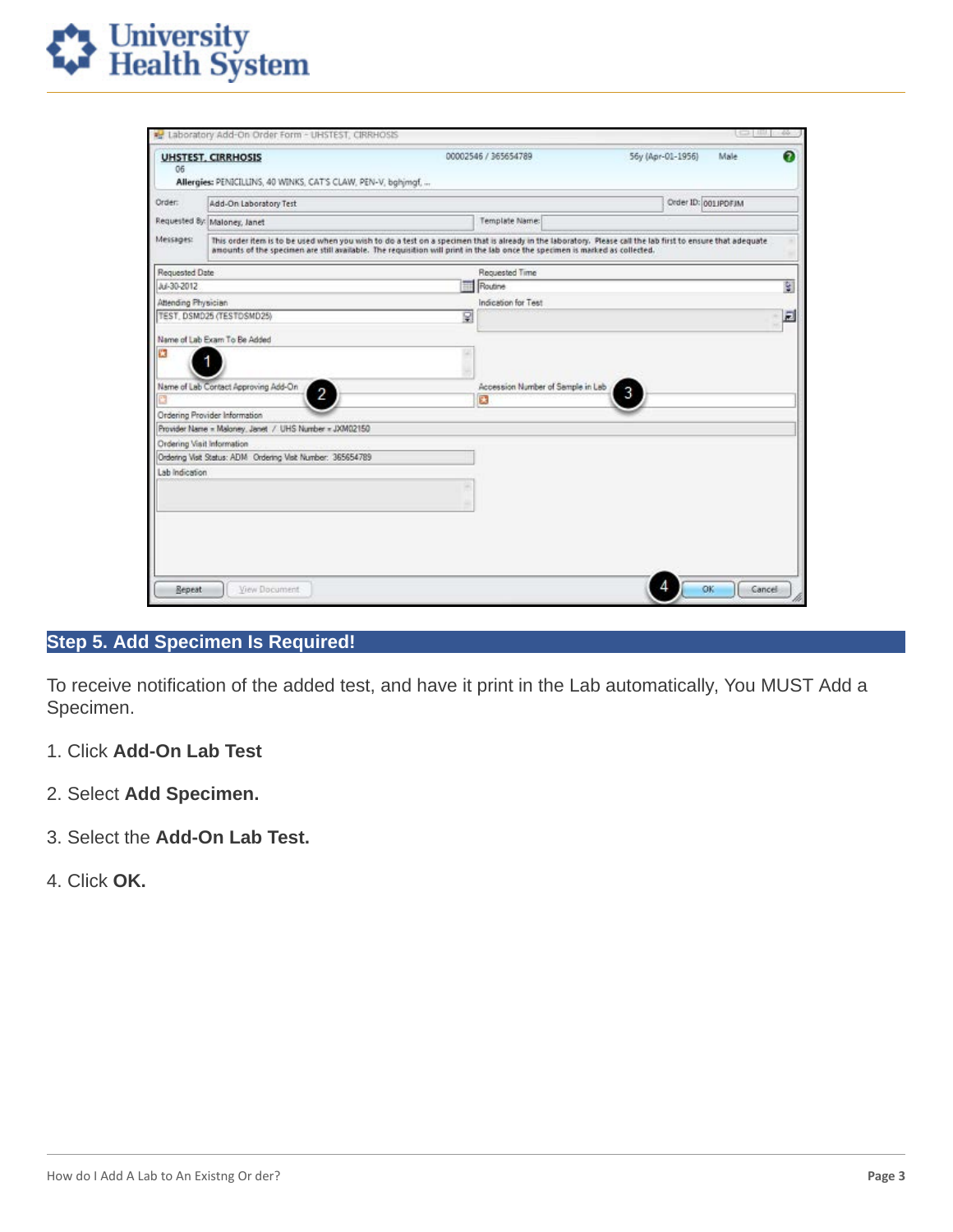## Step 5. Add Specimen Is Required!

To receive notification of the added test, and have it print in the Lab automatically, You MUST Add a Specimen.

1. Click **Add-On Lab Test**

2. Select **Add Specimen.**

3. Select the **Add-On Lab Test.**

4. Click **OK.**